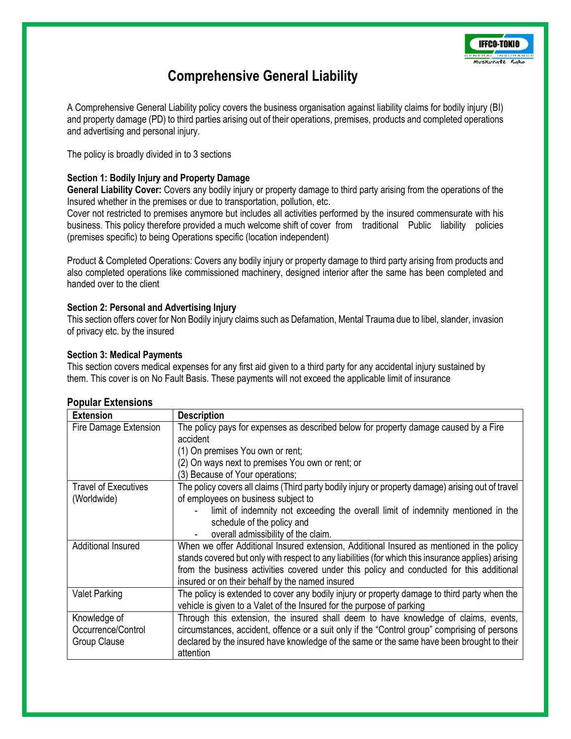# Comprehensive General Liability

A Comprehensive General Liability policy covers the business organisation against liability claims for bodily injury (BI) and property damage (PD) to third parties arising out of their operations, premises, products and completed operations and advertising and personal injury.

The policy is broadly divided in to 3 sections

### Section 1: Bodily Injury and Property Damage

**General Liability Cover:** Covers any bodily injury or property damage to third party arising from the operations of the Insured whether in the premises or due to transportation, pollution, etc.

Cover not restricted to premises anymore but includes all activities performed by the insured commensurate with his business. This policy therefore provided a much welcome shift of cover from traditional Public liability policies (premises specific) to being Operations specific (location independent)

Product & Completed Operations: Covers any bodily injury or property damage to third party arising from products and also completed operations like commissioned machinery, designed interior after the same has been completed and handed over to the client

### Section 2: Personal and Advertising Injury

This section offers cover for Non Bodily injury claims such as Defamation, Mental Trauma due to libel, slander, invasion of privacy etc. by the insured

### Section 3: Medical Payments

This section covers medical expenses for any first aid given to a third party for any accidental injury sustained by them. This cover is on No Fault Basis. These payments will not exceed the applicable limit of insurance

### Popular Extensions

| Extension | Description |
|---|---|
| Fire Damage Extension | The policy pays for expenses as described below for property damage caused by a Fire accident<br>(1) On premises You own or rent;<br>(2) On ways next to premises You own or rent; or<br>(3) Because of Your operations; |
| Travel of Executives (Worldwide) | The policy covers all claims (Third party bodily injury or property damage) arising out of travel of employees on business subject to<br>- limit of indemnity not exceeding the overall limit of indemnity mentioned in the schedule of the policy and<br>- overall admissibility of the claim. |
| Additional Insured | When we offer Additional Insured extension, Additional Insured as mentioned in the policy stands covered but only with respect to any liabilities (for which this insurance applies) arising from the business activities covered under this policy and conducted for this additional insured or on their behalf by the named insured |
| Valet Parking | The policy is extended to cover any bodily injury or property damage to third party when the vehicle is given to a Valet of the Insured for the purpose of parking |
| Knowledge of Occurrence/Control Group Clause | Through this extension, the insured shall deem to have knowledge of claims, events, circumstances, accident, offence or a suit only if the "Control group" comprising of persons declared by the insured have knowledge of the same or the same have been brought to their attention |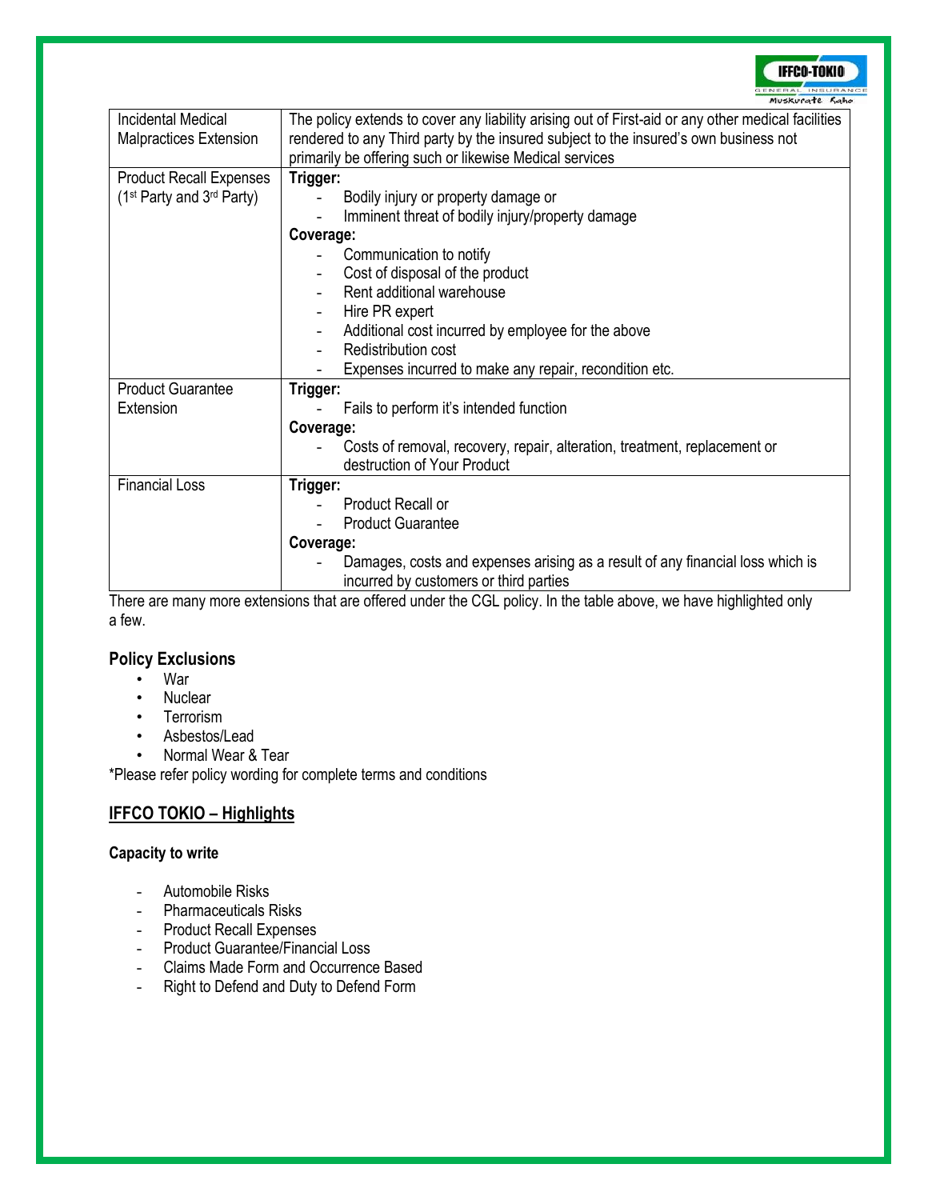| | |
|---|---|
| Incidental Medical Malpractices Extension | The policy extends to cover any liability arising out of First-aid or any other medical facilities rendered to any Third party by the insured subject to the insured's own business not primarily be offering such or likewise Medical services |
| Product Recall Expenses (1st Party and 3rd Party) | **Trigger:**<br>- Bodily injury or property damage or<br>- Imminent threat of bodily injury/property damage<br>**Coverage:**<br>- Communication to notify<br>- Cost of disposal of the product<br>- Rent additional warehouse<br>- Hire PR expert<br>- Additional cost incurred by employee for the above<br>- Redistribution cost<br>- Expenses incurred to make any repair, recondition etc. |
| Product Guarantee Extension | **Trigger:**<br>- Fails to perform it's intended function<br>**Coverage:**<br>- Costs of removal, recovery, repair, alteration, treatment, replacement or destruction of Your Product |
| Financial Loss | **Trigger:**<br>- Product Recall or<br>- Product Guarantee<br>**Coverage:**<br>- Damages, costs and expenses arising as a result of any financial loss which is incurred by customers or third parties |

There are many more extensions that are offered under the CGL policy. In the table above, we have highlighted only a few.

### Policy Exclusions

- War
- Nuclear
- Terrorism
- Asbestos/Lead
- Normal Wear & Tear

*Please refer policy wording for complete terms and conditions

## IFFCO TOKIO – Highlights

#### Capacity to write

- Automobile Risks
- Pharmaceuticals Risks
- Product Recall Expenses
- Product Guarantee/Financial Loss
- Claims Made Form and Occurrence Based
- Right to Defend and Duty to Defend Form